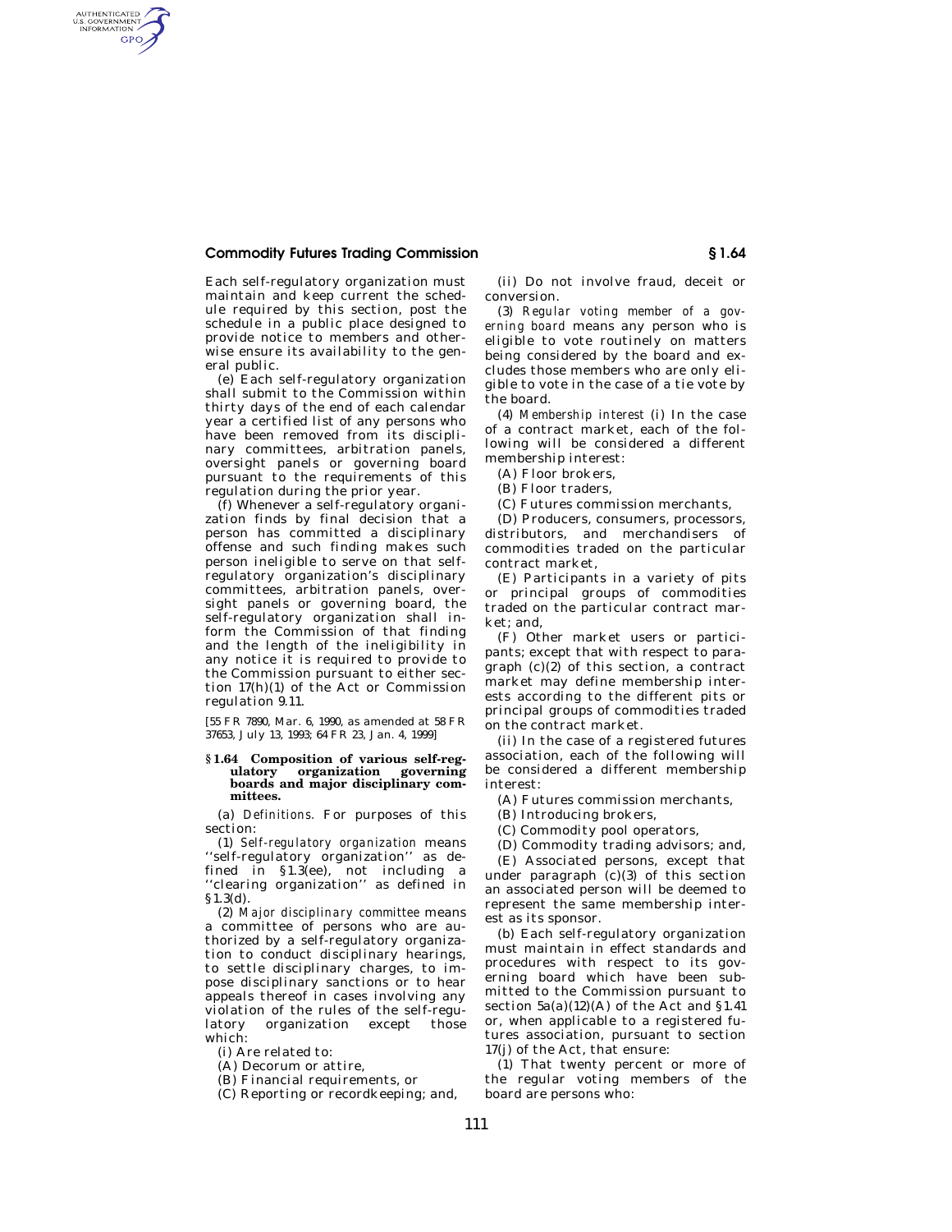Each self-regulatory organization must maintain and keep current the schedule required by this section, post the schedule in a public place designed to provide notice to members and otherwise ensure its availability to the general public.

(e) Each self-regulatory organization shall submit to the Commission within thirty days of the end of each calendar year a certified list of any persons who have been removed from its disciplinary committees, arbitration panels, oversight panels or governing board pursuant to the requirements of this regulation during the prior year.

(f) Whenever a self-regulatory organization finds by final decision that a person has committed a disciplinary offense and such finding makes such person ineligible to serve on that self-regulatory organization's disciplinary committees, arbitration panels, oversight panels or governing board, the self-regulatory organization shall inform the Commission of that finding and the length of the ineligibility in any notice it is required to provide to the Commission pursuant to either section 17(h)(1) of the Act or Commission regulation 9.11.

[55 FR 7890, Mar. 6, 1990, as amended at 58 FR 37653, July 13, 1993; 64 FR 23, Jan. 4, 1999]

### § 1.64 Composition of various self-regulatory organization governing boards and major disciplinary committees.

(a) *Definitions.* For purposes of this section:

(1) *Self-regulatory organization* means ''self-regulatory organization'' as defined in §1.3(ee), not including a ''clearing organization'' as defined in §1.3(d).

(2) *Major disciplinary committee* means a committee of persons who are authorized by a self-regulatory organization to conduct disciplinary hearings, to settle disciplinary charges, to impose disciplinary sanctions or to hear appeals thereof in cases involving any violation of the rules of the self-regulatory organization except those which:

(i) Are related to:

(A) Decorum or attire,

(B) Financial requirements, or

(C) Reporting or recordkeeping; and,

(ii) Do not involve fraud, deceit or conversion.

(3) *Regular voting member of a governing board* means any person who is eligible to vote routinely on matters being considered by the board and excludes those members who are only eligible to vote in the case of a tie vote by the board.

(4) *Membership interest* (i) In the case of a contract market, each of the following will be considered a different membership interest:

(A) Floor brokers,

(B) Floor traders,

(C) Futures commission merchants,

(D) Producers, consumers, processors, distributors, and merchandisers of commodities traded on the particular contract market,

(E) Participants in a variety of pits or principal groups of commodities traded on the particular contract market; and,

(F) Other market users or participants; except that with respect to paragraph (c)(2) of this section, a contract market may define membership interests according to the different pits or principal groups of commodities traded on the contract market.

(ii) In the case of a registered futures association, each of the following will be considered a different membership interest:

(A) Futures commission merchants,

(B) Introducing brokers,

(C) Commodity pool operators,

(D) Commodity trading advisors; and,

(E) Associated persons, except that under paragraph (c)(3) of this section an associated person will be deemed to represent the same membership interest as its sponsor.

(b) Each self-regulatory organization must maintain in effect standards and procedures with respect to its governing board which have been submitted to the Commission pursuant to section 5a(a)(12)(A) of the Act and §1.41 or, when applicable to a registered futures association, pursuant to section 17(j) of the Act, that ensure:

(1) That twenty percent or more of the regular voting members of the board are persons who: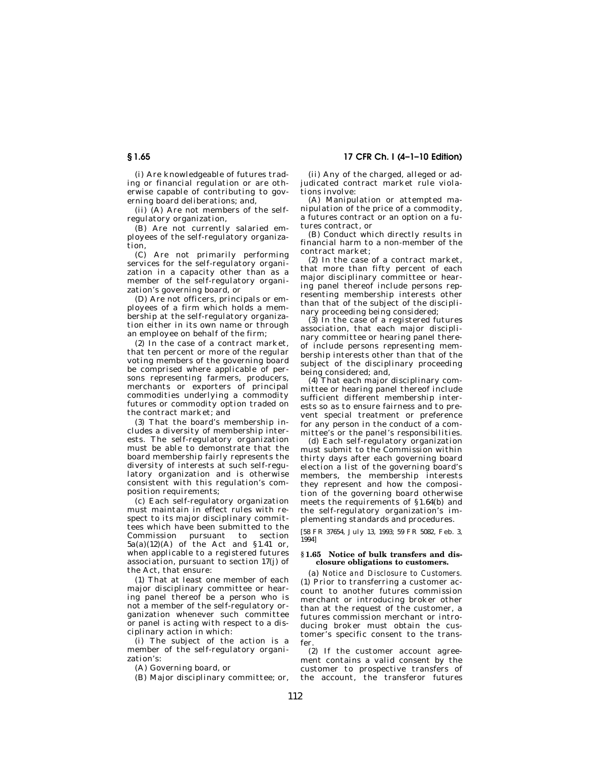(i) Are knowledgeable of futures trading or financial regulation or are otherwise capable of contributing to governing board deliberations; and,

(ii) (A) Are not members of the self-regulatory organization,

(B) Are not currently salaried employees of the self-regulatory organization,

(C) Are not primarily performing services for the self-regulatory organization in a capacity other than as a member of the self-regulatory organization's governing board, or

(D) Are not officers, principals or employees of a firm which holds a membership at the self-regulatory organization either in its own name or through an employee on behalf of the firm;

(2) In the case of a contract market, that ten percent or more of the regular voting members of the governing board be comprised where applicable of persons representing farmers, producers, merchants or exporters of principal commodities underlying a commodity futures or commodity option traded on the contract market; and

(3) That the board's membership includes a diversity of membership interests. The self-regulatory organization must be able to demonstrate that the board membership fairly represents the diversity of interests at such self-regulatory organization and is otherwise consistent with this regulation's composition requirements;

(c) Each self-regulatory organization must maintain in effect rules with respect to its major disciplinary committees which have been submitted to the Commission pursuant to section 5a(a)(12)(A) of the Act and §1.41 or, when applicable to a registered futures association, pursuant to section 17(j) of the Act, that ensure:

(1) That at least one member of each major disciplinary committee or hearing panel thereof be a person who is not a member of the self-regulatory organization whenever such committee or panel is acting with respect to a disciplinary action in which:

(i) The subject of the action is a member of the self-regulatory organization's:

(A) Governing board, or

(B) Major disciplinary committee; or,

(ii) Any of the charged, alleged or adjudicated contract market rule violations involve:

(A) Manipulation or attempted manipulation of the price of a commodity, a futures contract or an option on a futures contract, or

(B) Conduct which directly results in financial harm to a non-member of the contract market;

(2) In the case of a contract market, that more than fifty percent of each major disciplinary committee or hearing panel thereof include persons representing membership interests other than that of the subject of the disciplinary proceeding being considered;

(3) In the case of a registered futures association, that each major disciplinary committee or hearing panel thereof include persons representing membership interests other than that of the subject of the disciplinary proceeding being considered; and,

(4) That each major disciplinary committee or hearing panel thereof include sufficient different membership interests so as to ensure fairness and to prevent special treatment or preference for any person in the conduct of a committee's or the panel's responsibilities.

(d) Each self-regulatory organization must submit to the Commission within thirty days after each governing board election a list of the governing board's members, the membership interests they represent and how the composition of the governing board otherwise meets the requirements of §1.64(b) and the self-regulatory organization's implementing standards and procedures.

[58 FR 37654, July 13, 1993; 59 FR 5082, Feb. 3, 1994]

### §1.65 Notice of bulk transfers and disclosure obligations to customers.

(a) *Notice and Disclosure to Customers.* (1) Prior to transferring a customer account to another futures commission merchant or introducing broker other than at the request of the customer, a futures commission merchant or introducing broker must obtain the customer's specific consent to the transfer.

(2) If the customer account agreement contains a valid consent by the customer to prospective transfers of the account, the transferor futures